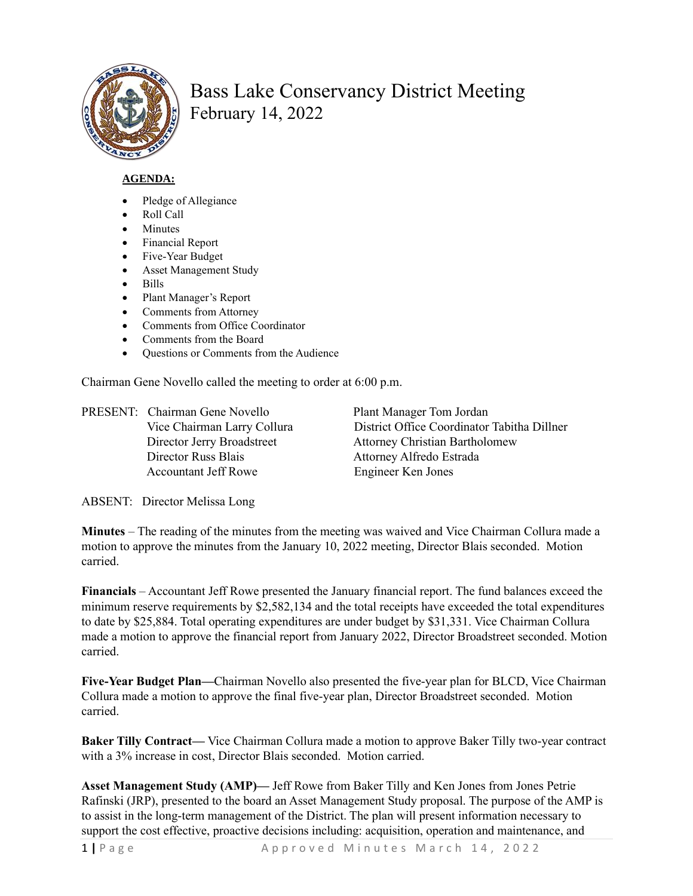# Bass Lake Conservancy District Meeting

## February 14, 2022

**AGENDA:**

- Pledge of Allegiance
- Roll Call
- Minutes
- Financial Report
- Five-Year Budget
- Asset Management Study
- Bills
- Plant Manager's Report
- Comments from Attorney
- Comments from Office Coordinator
- Comments from the Board
- Questions or Comments from the Audience

Chairman Gene Novello called the meeting to order at 6:00 p.m.

PRESENT: Chairman Gene Novello
Vice Chairman Larry Collura
Director Jerry Broadstreet
Director Russ Blais
Accountant Jeff Rowe
Plant Manager Tom Jordan
District Office Coordinator Tabitha Dillner
Attorney Christian Bartholomew
Attorney Alfredo Estrada
Engineer Ken Jones

ABSENT: Director Melissa Long

**Minutes** – The reading of the minutes from the meeting was waived and Vice Chairman Collura made a motion to approve the minutes from the January 10, 2022 meeting, Director Blais seconded. Motion carried.

**Financials** – Accountant Jeff Rowe presented the January financial report. The fund balances exceed the minimum reserve requirements by $2,582,134 and the total receipts have exceeded the total expenditures to date by $25,884. Total operating expenditures are under budget by $31,331. Vice Chairman Collura made a motion to approve the financial report from January 2022, Director Broadstreet seconded. Motion carried.

**Five-Year Budget Plan—**Chairman Novello also presented the five-year plan for BLCD, Vice Chairman Collura made a motion to approve the final five-year plan, Director Broadstreet seconded. Motion carried.

**Baker Tilly Contract—** Vice Chairman Collura made a motion to approve Baker Tilly two-year contract with a 3% increase in cost, Director Blais seconded. Motion carried.

**Asset Management Study (AMP)—** Jeff Rowe from Baker Tilly and Ken Jones from Jones Petrie Rafinski (JRP), presented to the board an Asset Management Study proposal. The purpose of the AMP is to assist in the long-term management of the District. The plan will present information necessary to support the cost effective, proactive decisions including: acquisition, operation and maintenance, and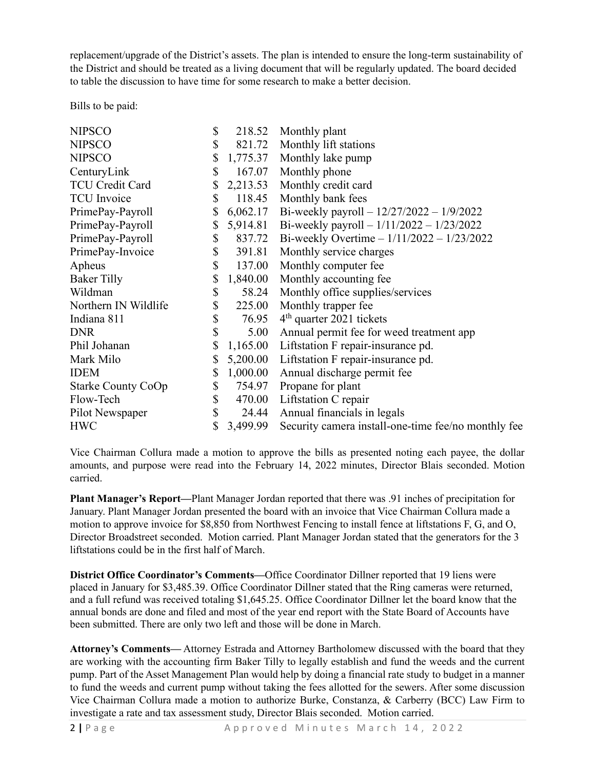replacement/upgrade of the District's assets. The plan is intended to ensure the long-term sustainability of the District and should be treated as a living document that will be regularly updated. The board decided to table the discussion to have time for some research to make a better decision.

Bills to be paid:

| | | |
|---|---|---|
| NIPSCO | $ 218.52 | Monthly plant |
| NIPSCO | $ 821.72 | Monthly lift stations |
| NIPSCO | $ 1,775.37 | Monthly lake pump |
| CenturyLink | $ 167.07 | Monthly phone |
| TCU Credit Card | $ 2,213.53 | Monthly credit card |
| TCU Invoice | $ 118.45 | Monthly bank fees |
| PrimePay-Payroll | $ 6,062.17 | Bi-weekly payroll – 12/27/2022 – 1/9/2022 |
| PrimePay-Payroll | $ 5,914.81 | Bi-weekly payroll – 1/11/2022 – 1/23/2022 |
| PrimePay-Payroll | $ 837.72 | Bi-weekly Overtime – 1/11/2022 – 1/23/2022 |
| PrimePay-Invoice | $ 391.81 | Monthly service charges |
| Apheus | $ 137.00 | Monthly computer fee |
| Baker Tilly | $ 1,840.00 | Monthly accounting fee |
| Wildman | $ 58.24 | Monthly office supplies/services |
| Northern IN Wildlife | $ 225.00 | Monthly trapper fee |
| Indiana 811 | $ 76.95 | 4th quarter 2021 tickets |
| DNR | $ 5.00 | Annual permit fee for weed treatment app |
| Phil Johanan | $ 1,165.00 | Liftstation F repair-insurance pd. |
| Mark Milo | $ 5,200.00 | Liftstation F repair-insurance pd. |
| IDEM | $ 1,000.00 | Annual discharge permit fee |
| Starke County CoOp | $ 754.97 | Propane for plant |
| Flow-Tech | $ 470.00 | Liftstation C repair |
| Pilot Newspaper | $ 24.44 | Annual financials in legals |
| HWC | $ 3,499.99 | Security camera install-one-time fee/no monthly fee |

Vice Chairman Collura made a motion to approve the bills as presented noting each payee, the dollar amounts, and purpose were read into the February 14, 2022 minutes, Director Blais seconded. Motion carried.

**Plant Manager's Report—**Plant Manager Jordan reported that there was .91 inches of precipitation for January. Plant Manager Jordan presented the board with an invoice that Vice Chairman Collura made a motion to approve invoice for $8,850 from Northwest Fencing to install fence at liftstations F, G, and O, Director Broadstreet seconded. Motion carried. Plant Manager Jordan stated that the generators for the 3 liftstations could be in the first half of March.

**District Office Coordinator's Comments—**Office Coordinator Dillner reported that 19 liens were placed in January for $3,485.39. Office Coordinator Dillner stated that the Ring cameras were returned, and a full refund was received totaling $1,645.25. Office Coordinator Dillner let the board know that the annual bonds are done and filed and most of the year end report with the State Board of Accounts have been submitted. There are only two left and those will be done in March.

**Attorney's Comments—** Attorney Estrada and Attorney Bartholomew discussed with the board that they are working with the accounting firm Baker Tilly to legally establish and fund the weeds and the current pump. Part of the Asset Management Plan would help by doing a financial rate study to budget in a manner to fund the weeds and current pump without taking the fees allotted for the sewers. After some discussion Vice Chairman Collura made a motion to authorize Burke, Constanza, & Carberry (BCC) Law Firm to investigate a rate and tax assessment study, Director Blais seconded. Motion carried.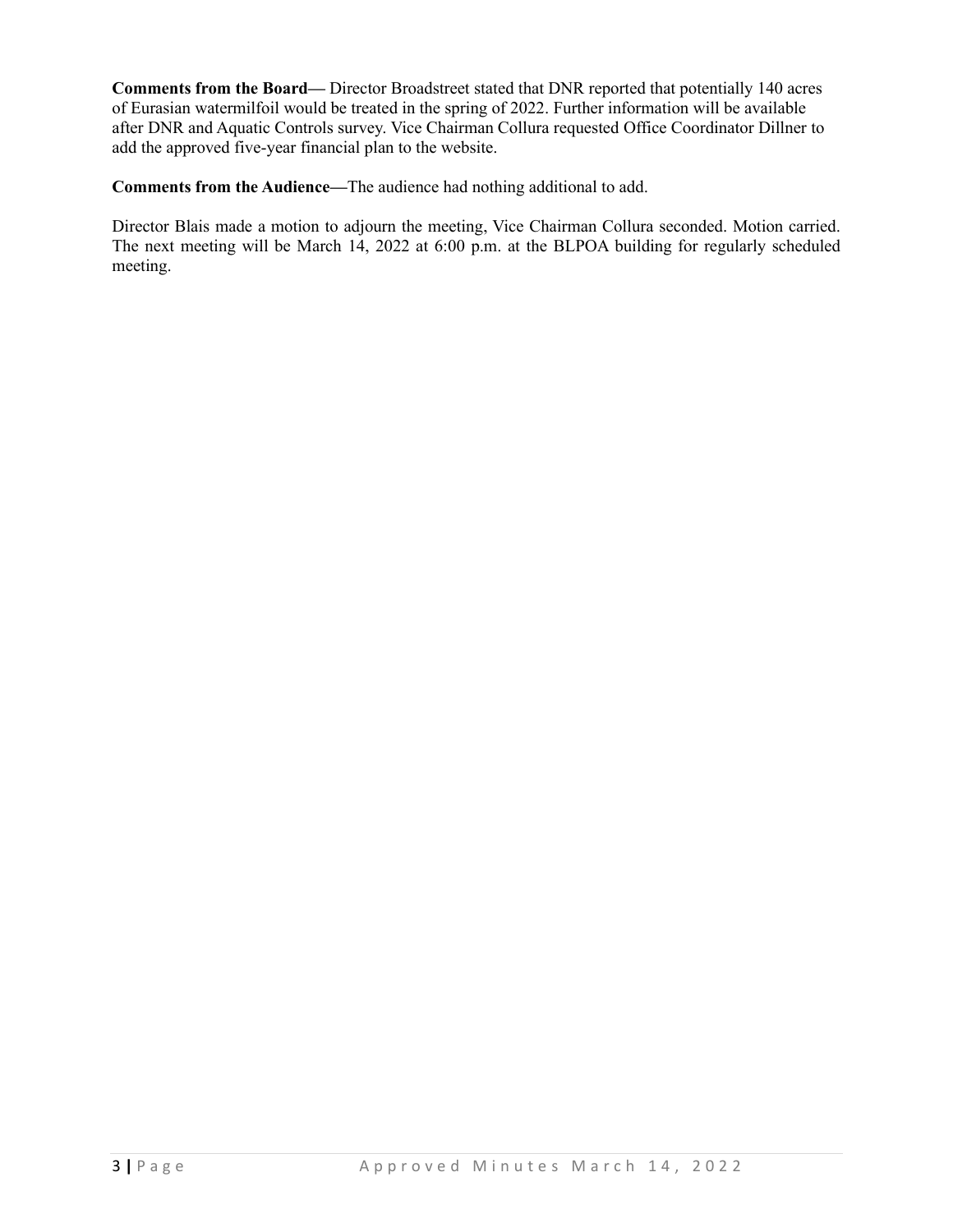**Comments from the Board—** Director Broadstreet stated that DNR reported that potentially 140 acres of Eurasian watermilfoil would be treated in the spring of 2022. Further information will be available after DNR and Aquatic Controls survey. Vice Chairman Collura requested Office Coordinator Dillner to add the approved five-year financial plan to the website.

**Comments from the Audience—**The audience had nothing additional to add.

Director Blais made a motion to adjourn the meeting, Vice Chairman Collura seconded. Motion carried. The next meeting will be March 14, 2022 at 6:00 p.m. at the BLPOA building for regularly scheduled meeting.